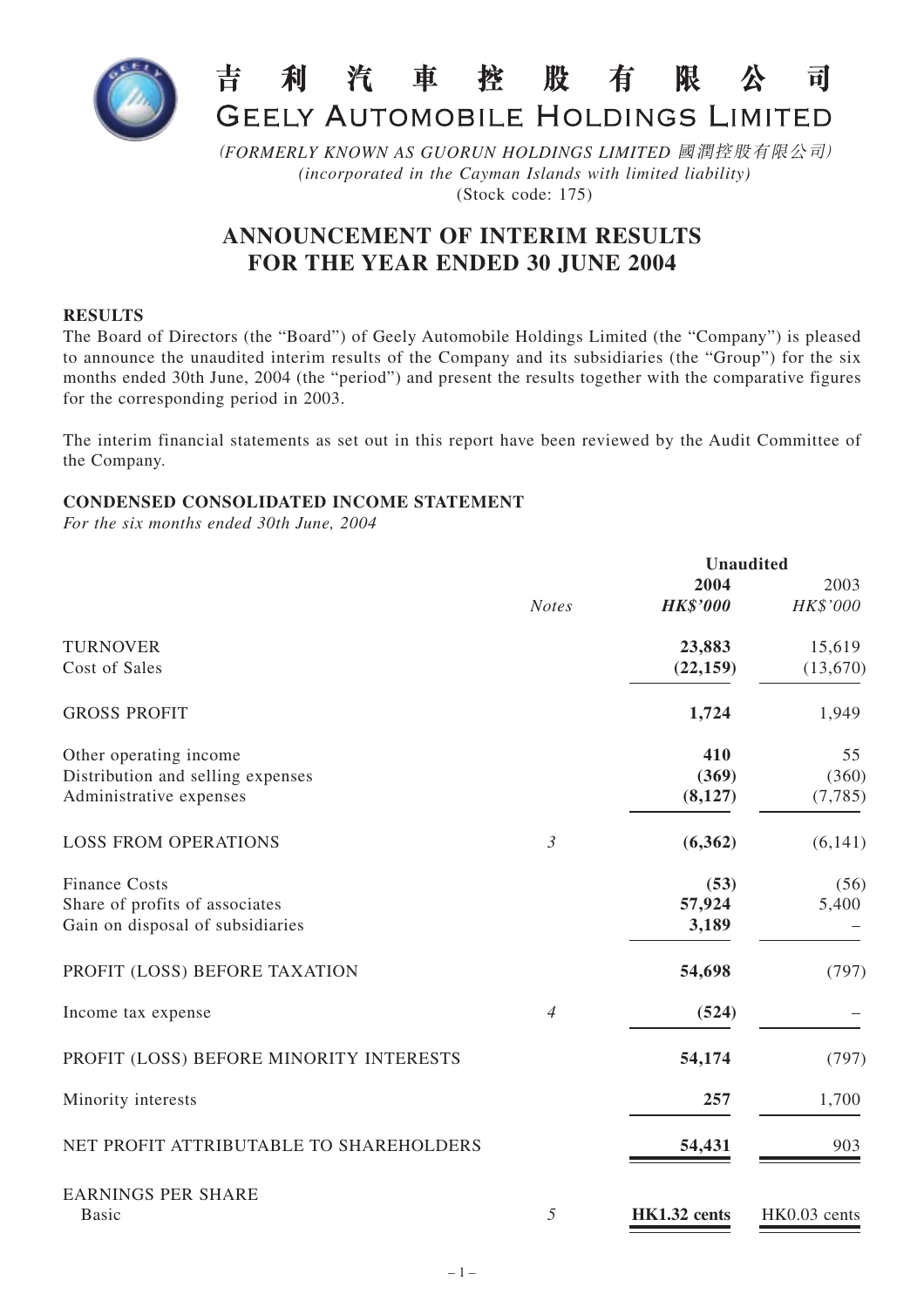# 吉利汽車控股有限公司
# GEELY AUTOMOBILE HOLDINGS LIMITED

*(FORMERLY KNOWN AS GUORUN HOLDINGS LIMITED 國潤控股有限公司)*
*(incorporated in the Cayman Islands with limited liability)*
(Stock code: 175)

## ANNOUNCEMENT OF INTERIM RESULTS FOR THE YEAR ENDED 30 JUNE 2004

**RESULTS**

The Board of Directors (the "Board") of Geely Automobile Holdings Limited (the "Company") is pleased to announce the unaudited interim results of the Company and its subsidiaries (the "Group") for the six months ended 30th June, 2004 (the "period") and present the results together with the comparative figures for the corresponding period in 2003.

The interim financial statements as set out in this report have been reviewed by the Audit Committee of the Company.

**CONDENSED CONSOLIDATED INCOME STATEMENT**

*For the six months ended 30th June, 2004*

| | | Unaudited | |
|---|---|---|---|
| | *Notes* | **2004** *HK$'000* | 2003 *HK$'000* |
| TURNOVER | | **23,883** | 15,619 |
| Cost of Sales | | **(22,159)** | (13,670) |
| GROSS PROFIT | | **1,724** | 1,949 |
| Other operating income | | **410** | 55 |
| Distribution and selling expenses | | **(369)** | (360) |
| Administrative expenses | | **(8,127)** | (7,785) |
| LOSS FROM OPERATIONS | *3* | **(6,362)** | (6,141) |
| Finance Costs | | **(53)** | (56) |
| Share of profits of associates | | **57,924** | 5,400 |
| Gain on disposal of subsidiaries | | **3,189** | – |
| PROFIT (LOSS) BEFORE TAXATION | | **54,698** | (797) |
| Income tax expense | *4* | **(524)** | – |
| PROFIT (LOSS) BEFORE MINORITY INTERESTS | | **54,174** | (797) |
| Minority interests | | **257** | 1,700 |
| NET PROFIT ATTRIBUTABLE TO SHAREHOLDERS | | **54,431** | 903 |
| EARNINGS PER SHARE | | | |
| Basic | *5* | **HK1.32 cents** | HK0.03 cents |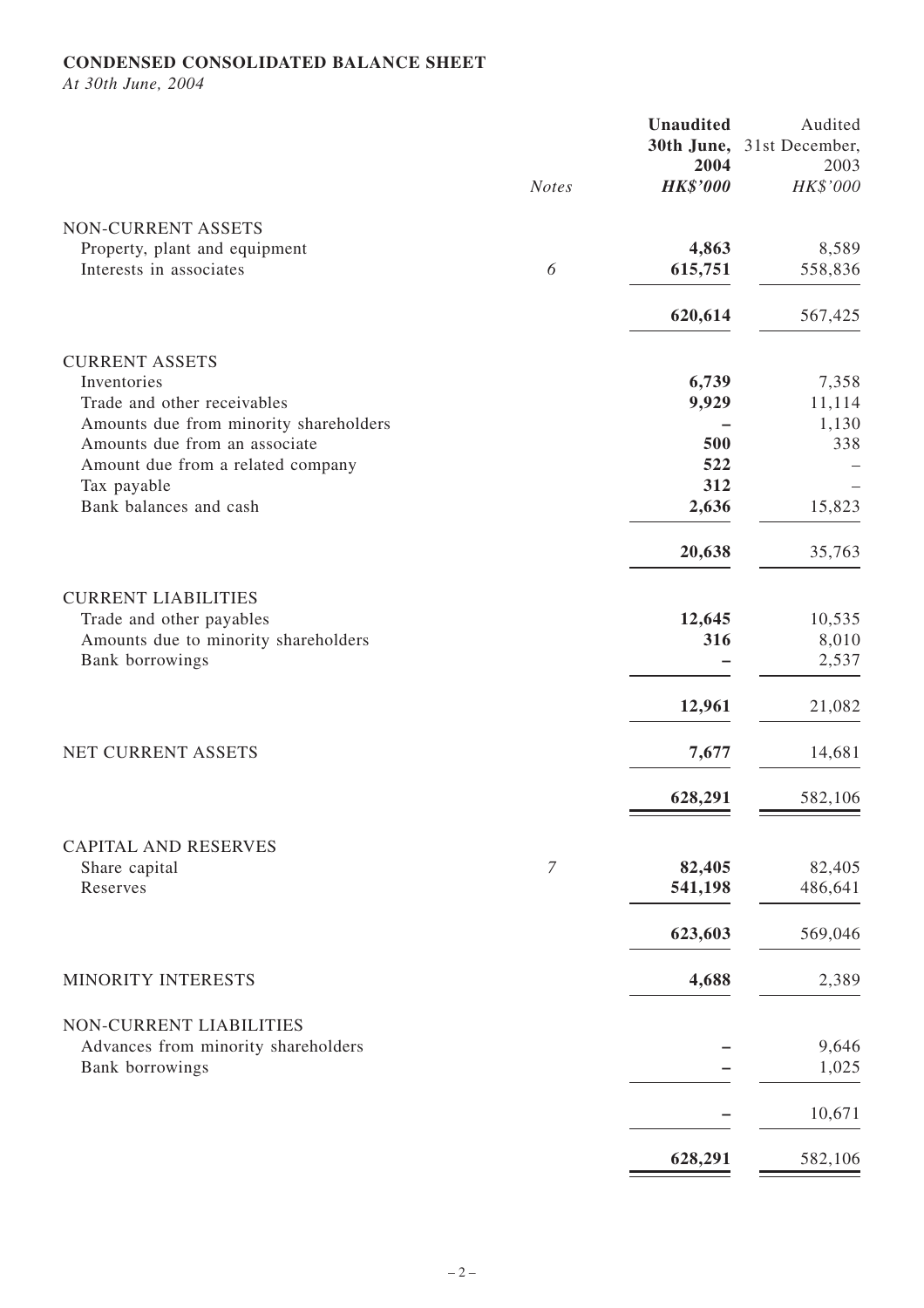**CONDENSED CONSOLIDATED BALANCE SHEET**

*At 30th June, 2004*

| | *Notes* | **Unaudited 30th June, 2004 *HK$'000*** | Audited 31st December, 2003 *HK$'000* |
|---|---|---|---|
| NON-CURRENT ASSETS | | | |
| Property, plant and equipment | | **4,863** | 8,589 |
| Interests in associates | *6* | **615,751** | 558,836 |
| | | **620,614** | 567,425 |
| CURRENT ASSETS | | | |
| Inventories | | **6,739** | 7,358 |
| Trade and other receivables | | **9,929** | 11,114 |
| Amounts due from minority shareholders | | **–** | 1,130 |
| Amounts due from an associate | | **500** | 338 |
| Amount due from a related company | | **522** | – |
| Tax payable | | **312** | – |
| Bank balances and cash | | **2,636** | 15,823 |
| | | **20,638** | 35,763 |
| CURRENT LIABILITIES | | | |
| Trade and other payables | | **12,645** | 10,535 |
| Amounts due to minority shareholders | | **316** | 8,010 |
| Bank borrowings | | **–** | 2,537 |
| | | **12,961** | 21,082 |
| NET CURRENT ASSETS | | **7,677** | 14,681 |
| | | **628,291** | 582,106 |
| CAPITAL AND RESERVES | | | |
| Share capital | *7* | **82,405** | 82,405 |
| Reserves | | **541,198** | 486,641 |
| | | **623,603** | 569,046 |
| MINORITY INTERESTS | | **4,688** | 2,389 |
| NON-CURRENT LIABILITIES | | | |
| Advances from minority shareholders | | **–** | 9,646 |
| Bank borrowings | | **–** | 1,025 |
| | | **–** | 10,671 |
| | | **628,291** | 582,106 |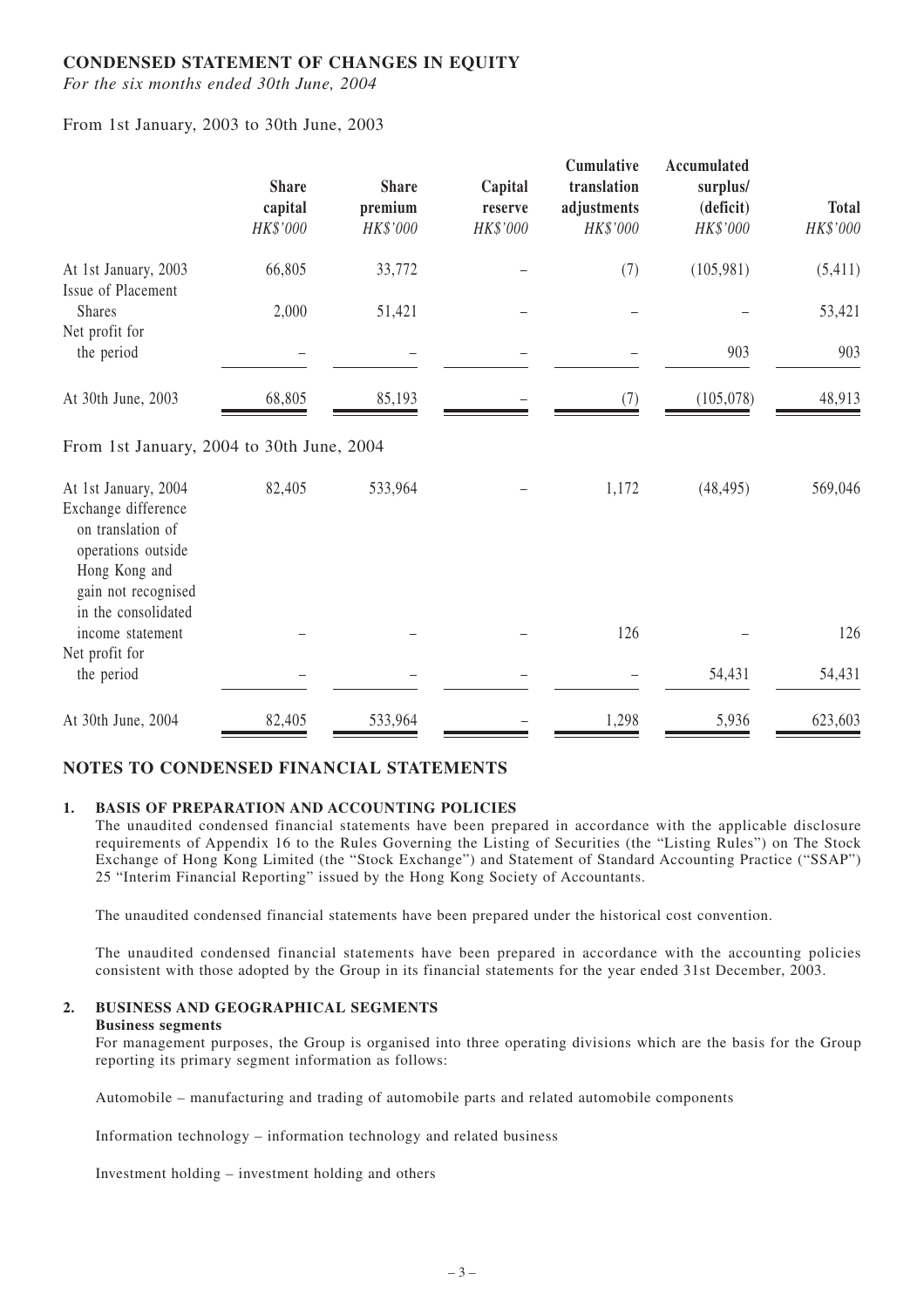## CONDENSED STATEMENT OF CHANGES IN EQUITY

*For the six months ended 30th June, 2004*

From 1st January, 2003 to 30th June, 2003

| | Share capital | Share premium | Capital reserve | Cumulative translation adjustments | Accumulated surplus/ (deficit) | Total |
|---|---|---|---|---|---|---|
| | *HK$'000* | *HK$'000* | *HK$'000* | *HK$'000* | *HK$'000* | *HK$'000* |
| At 1st January, 2003 | 66,805 | 33,772 | – | (7) | (105,981) | (5,411) |
| Issue of Placement Shares | 2,000 | 51,421 | – | – | – | 53,421 |
| Net profit for the period | – | – | – | – | 903 | 903 |
| At 30th June, 2003 | 68,805 | 85,193 | – | (7) | (105,078) | 48,913 |

From 1st January, 2004 to 30th June, 2004

| | Share capital | Share premium | Capital reserve | Cumulative translation adjustments | Accumulated surplus/ (deficit) | Total |
|---|---|---|---|---|---|---|
| | *HK$'000* | *HK$'000* | *HK$'000* | *HK$'000* | *HK$'000* | *HK$'000* |
| At 1st January, 2004 | 82,405 | 533,964 | – | 1,172 | (48,495) | 569,046 |
| Exchange difference on translation of operations outside Hong Kong and gain not recognised in the consolidated income statement | – | – | – | 126 | – | 126 |
| Net profit for the period | – | – | – | – | 54,431 | 54,431 |
| At 30th June, 2004 | 82,405 | 533,964 | – | 1,298 | 5,936 | 623,603 |

## NOTES TO CONDENSED FINANCIAL STATEMENTS

### 1. BASIS OF PREPARATION AND ACCOUNTING POLICIES

The unaudited condensed financial statements have been prepared in accordance with the applicable disclosure requirements of Appendix 16 to the Rules Governing the Listing of Securities (the "Listing Rules") on The Stock Exchange of Hong Kong Limited (the "Stock Exchange") and Statement of Standard Accounting Practice ("SSAP") 25 "Interim Financial Reporting" issued by the Hong Kong Society of Accountants.

The unaudited condensed financial statements have been prepared under the historical cost convention.

The unaudited condensed financial statements have been prepared in accordance with the accounting policies consistent with those adopted by the Group in its financial statements for the year ended 31st December, 2003.

### 2. BUSINESS AND GEOGRAPHICAL SEGMENTS

**Business segments**

For management purposes, the Group is organised into three operating divisions which are the basis for the Group reporting its primary segment information as follows:

Automobile – manufacturing and trading of automobile parts and related automobile components

Information technology – information technology and related business

Investment holding – investment holding and others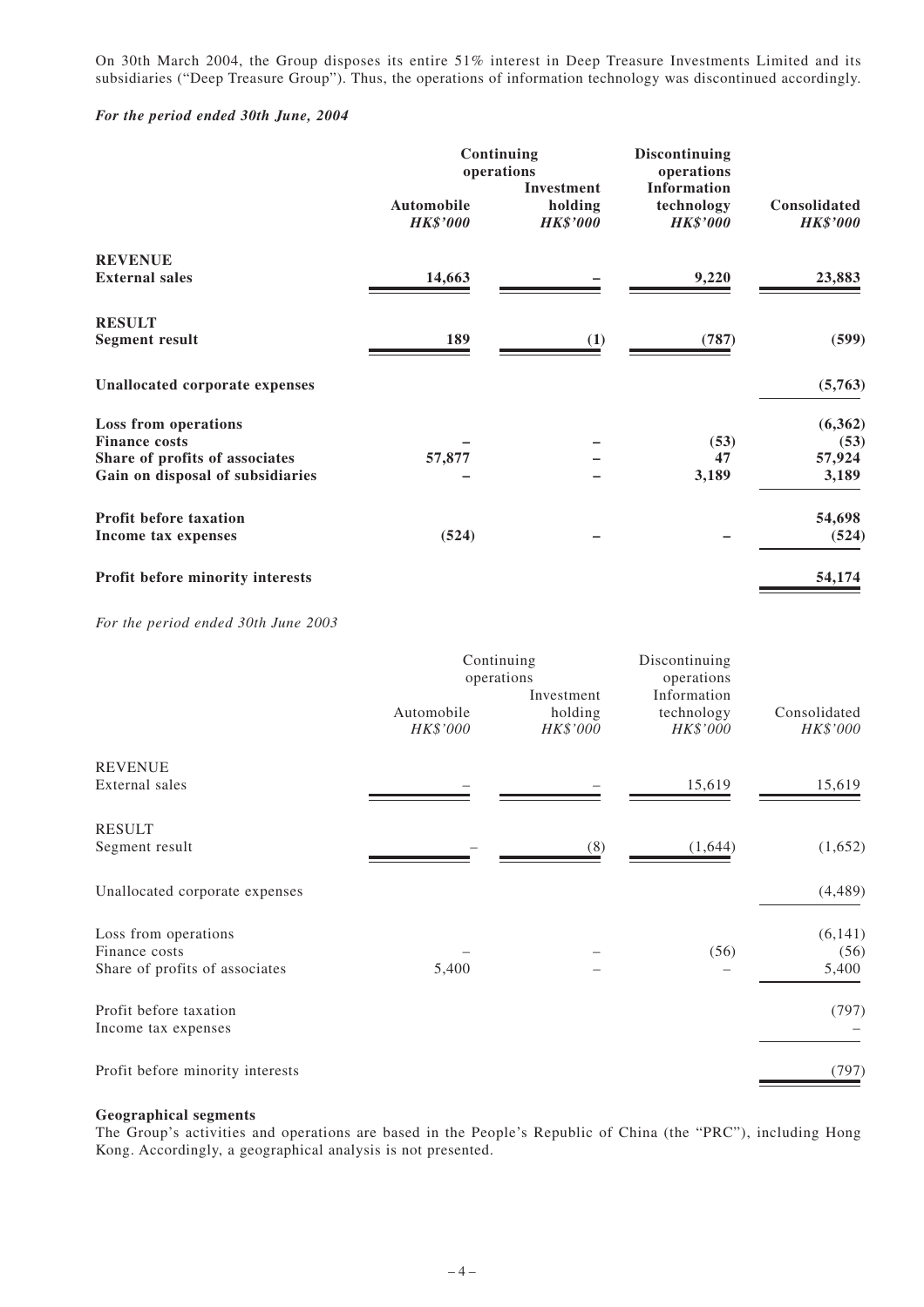On 30th March 2004, the Group disposes its entire 51% interest in Deep Treasure Investments Limited and its subsidiaries ("Deep Treasure Group"). Thus, the operations of information technology was discontinued accordingly.

***For the period ended 30th June, 2004***

| | Continuing operations | | Discontinuing operations | |
|---|---|---|---|---|
| | **Automobile** *HK$'000* | **Investment holding** *HK$'000* | **Information technology** *HK$'000* | **Consolidated** *HK$'000* |
| **REVENUE** | | | | |
| **External sales** | **14,663** | **–** | **9,220** | **23,883** |
| **RESULT** | | | | |
| **Segment result** | **189** | **(1)** | **(787)** | **(599)** |
| **Unallocated corporate expenses** | | | | **(5,763)** |
| **Loss from operations** | | | | **(6,362)** |
| **Finance costs** | **–** | **–** | **(53)** | **(53)** |
| **Share of profits of associates** | **57,877** | **–** | **47** | **57,924** |
| **Gain on disposal of subsidiaries** | **–** | **–** | **3,189** | **3,189** |
| **Profit before taxation** | | | | **54,698** |
| **Income tax expenses** | **(524)** | **–** | **–** | **(524)** |
| **Profit before minority interests** | | | | **54,174** |

*For the period ended 30th June 2003*

| | Continuing operations | | Discontinuing operations | |
|---|---|---|---|---|
| | Automobile *HK$'000* | Investment holding *HK$'000* | Information technology *HK$'000* | Consolidated *HK$'000* |
| REVENUE | | | | |
| External sales | – | – | 15,619 | 15,619 |
| RESULT | | | | |
| Segment result | – | (8) | (1,644) | (1,652) |
| Unallocated corporate expenses | | | | (4,489) |
| Loss from operations | | | | (6,141) |
| Finance costs | – | – | (56) | (56) |
| Share of profits of associates | 5,400 | – | – | 5,400 |
| Profit before taxation | | | | (797) |
| Income tax expenses | | | | – |
| Profit before minority interests | | | | (797) |

**Geographical segments**

The Group's activities and operations are based in the People's Republic of China (the "PRC"), including Hong Kong. Accordingly, a geographical analysis is not presented.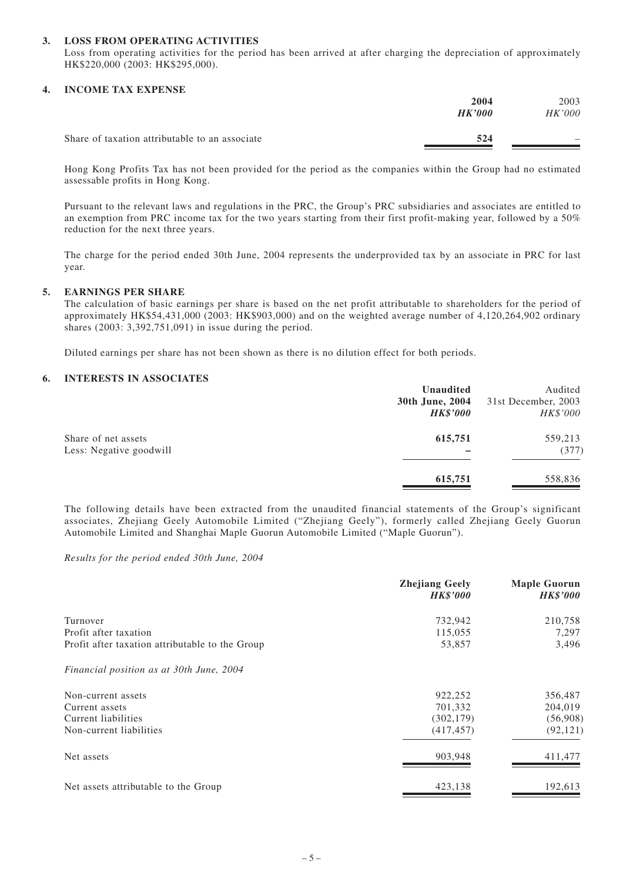### 3. LOSS FROM OPERATING ACTIVITIES

Loss from operating activities for the period has been arrived at after charging the depreciation of approximately HK$220,000 (2003: HK$295,000).

### 4. INCOME TAX EXPENSE

| | 2004 *HK'000* | 2003 *HK'000* |
|---|---|---|
| Share of taxation attributable to an associate | **524** | – |

Hong Kong Profits Tax has not been provided for the period as the companies within the Group had no estimated assessable profits in Hong Kong.

Pursuant to the relevant laws and regulations in the PRC, the Group's PRC subsidiaries and associates are entitled to an exemption from PRC income tax for the two years starting from their first profit-making year, followed by a 50% reduction for the next three years.

The charge for the period ended 30th June, 2004 represents the underprovided tax by an associate in PRC for last year.

### 5. EARNINGS PER SHARE

The calculation of basic earnings per share is based on the net profit attributable to shareholders for the period of approximately HK$54,431,000 (2003: HK$903,000) and on the weighted average number of 4,120,264,902 ordinary shares (2003: 3,392,751,091) in issue during the period.

Diluted earnings per share has not been shown as there is no dilution effect for both periods.

### 6. INTERESTS IN ASSOCIATES

| | Unaudited 30th June, 2004 *HK$'000* | Audited 31st December, 2003 *HK$'000* |
|---|---|---|
| Share of net assets | **615,751** | 559,213 |
| Less: Negative goodwill | **–** | (377) |
| | **615,751** | 558,836 |

The following details have been extracted from the unaudited financial statements of the Group's significant associates, Zhejiang Geely Automobile Limited ("Zhejiang Geely"), formerly called Zhejiang Geely Guorun Automobile Limited and Shanghai Maple Guorun Automobile Limited ("Maple Guorun").

*Results for the period ended 30th June, 2004*

| | Zhejiang Geely *HK$'000* | Maple Guorun *HK$'000* |
|---|---|---|
| Turnover | 732,942 | 210,758 |
| Profit after taxation | 115,055 | 7,297 |
| Profit after taxation attributable to the Group | 53,857 | 3,496 |
| *Financial position as at 30th June, 2004* | | |
| Non-current assets | 922,252 | 356,487 |
| Current assets | 701,332 | 204,019 |
| Current liabilities | (302,179) | (56,908) |
| Non-current liabilities | (417,457) | (92,121) |
| Net assets | 903,948 | 411,477 |
| Net assets attributable to the Group | 423,138 | 192,613 |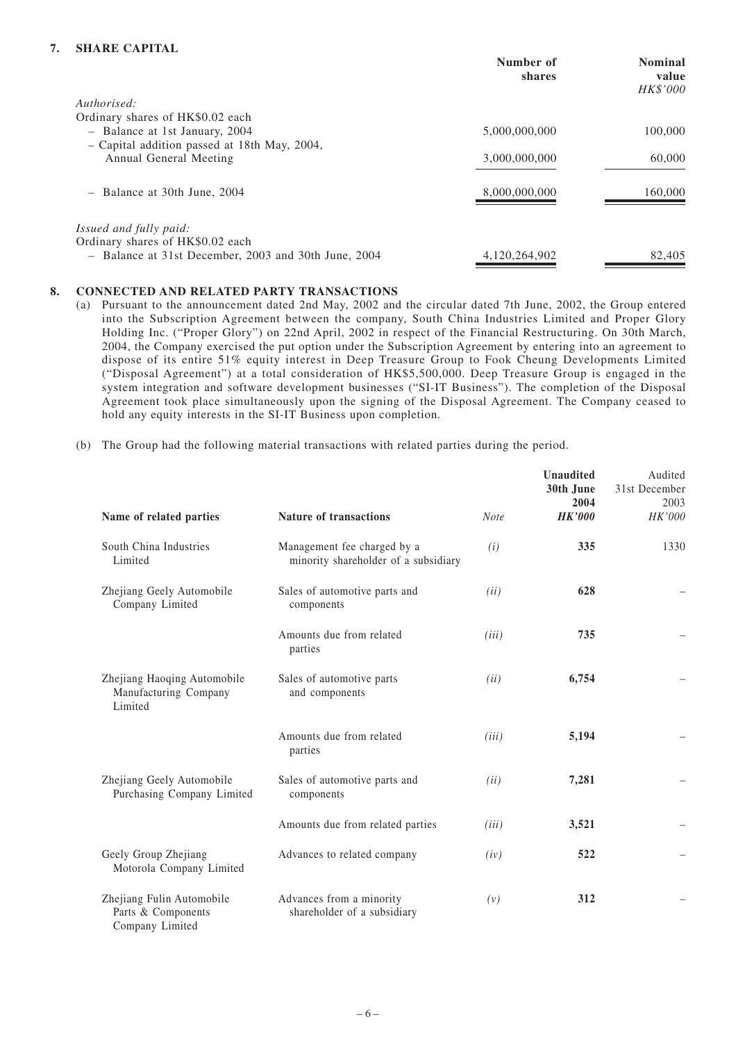## 7. SHARE CAPITAL

| | Number of shares | Nominal value *HK$'000* |
|---|---|---|
| *Authorised:* | | |
| Ordinary shares of HK$0.02 each | | |
| – Balance at 1st January, 2004 | 5,000,000,000 | 100,000 |
| – Capital addition passed at 18th May, 2004, Annual General Meeting | 3,000,000,000 | 60,000 |
| – Balance at 30th June, 2004 | 8,000,000,000 | 160,000 |
| *Issued and fully paid:* | | |
| Ordinary shares of HK$0.02 each | | |
| – Balance at 31st December, 2003 and 30th June, 2004 | 4,120,264,902 | 82,405 |

## 8. CONNECTED AND RELATED PARTY TRANSACTIONS

(a) Pursuant to the announcement dated 2nd May, 2002 and the circular dated 7th June, 2002, the Group entered into the Subscription Agreement between the company, South China Industries Limited and Proper Glory Holding Inc. ("Proper Glory") on 22nd April, 2002 in respect of the Financial Restructuring. On 30th March, 2004, the Company exercised the put option under the Subscription Agreement by entering into an agreement to dispose of its entire 51% equity interest in Deep Treasure Group to Fook Cheung Developments Limited ("Disposal Agreement") at a total consideration of HK$5,500,000. Deep Treasure Group is engaged in the system integration and software development businesses ("SI-IT Business"). The completion of the Disposal Agreement took place simultaneously upon the signing of the Disposal Agreement. The Company ceased to hold any equity interests in the SI-IT Business upon completion.

(b) The Group had the following material transactions with related parties during the period.

| Name of related parties | Nature of transactions | *Note* | **Unaudited 30th June 2004** ***HK'000*** | Audited 31st December 2003 *HK'000* |
|---|---|---|---|---|
| South China Industries Limited | Management fee charged by a minority shareholder of a subsidiary | *(i)* | **335** | 1330 |
| Zhejiang Geely Automobile Company Limited | Sales of automotive parts and components | *(ii)* | **628** | – |
| | Amounts due from related parties | *(iii)* | **735** | – |
| Zhejiang Haoqing Automobile Manufacturing Company Limited | Sales of automotive parts and components | *(ii)* | **6,754** | – |
| | Amounts due from related parties | *(iii)* | **5,194** | – |
| Zhejiang Geely Automobile Purchasing Company Limited | Sales of automotive parts and components | *(ii)* | **7,281** | – |
| | Amounts due from related parties | *(iii)* | **3,521** | – |
| Geely Group Zhejiang Motorola Company Limited | Advances to related company | *(iv)* | **522** | – |
| Zhejiang Fulin Automobile Parts & Components Company Limited | Advances from a minority shareholder of a subsidiary | *(v)* | **312** | – |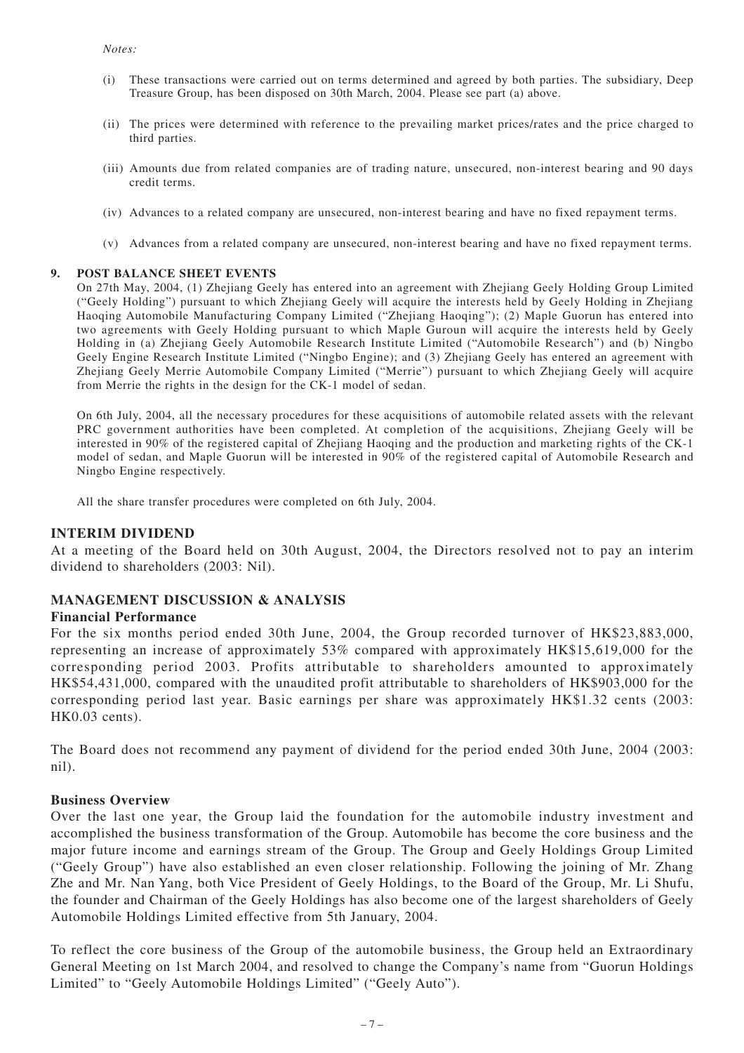*Notes:*

(i) These transactions were carried out on terms determined and agreed by both parties. The subsidiary, Deep Treasure Group, has been disposed on 30th March, 2004. Please see part (a) above.

(ii) The prices were determined with reference to the prevailing market prices/rates and the price charged to third parties.

(iii) Amounts due from related companies are of trading nature, unsecured, non-interest bearing and 90 days credit terms.

(iv) Advances to a related company are unsecured, non-interest bearing and have no fixed repayment terms.

(v) Advances from a related company are unsecured, non-interest bearing and have no fixed repayment terms.

**9. POST BALANCE SHEET EVENTS**

On 27th May, 2004, (1) Zhejiang Geely has entered into an agreement with Zhejiang Geely Holding Group Limited ("Geely Holding") pursuant to which Zhejiang Geely will acquire the interests held by Geely Holding in Zhejiang Haoqing Automobile Manufacturing Company Limited ("Zhejiang Haoqing"); (2) Maple Guorun has entered into two agreements with Geely Holding pursuant to which Maple Guroun will acquire the interests held by Geely Holding in (a) Zhejiang Geely Automobile Research Institute Limited ("Automobile Research") and (b) Ningbo Geely Engine Research Institute Limited ("Ningbo Engine); and (3) Zhejiang Geely has entered an agreement with Zhejiang Geely Merrie Automobile Company Limited ("Merrie") pursuant to which Zhejiang Geely will acquire from Merrie the rights in the design for the CK-1 model of sedan.

On 6th July, 2004, all the necessary procedures for these acquisitions of automobile related assets with the relevant PRC government authorities have been completed. At completion of the acquisitions, Zhejiang Geely will be interested in 90% of the registered capital of Zhejiang Haoqing and the production and marketing rights of the CK-1 model of sedan, and Maple Guorun will be interested in 90% of the registered capital of Automobile Research and Ningbo Engine respectively.

All the share transfer procedures were completed on 6th July, 2004.

## INTERIM DIVIDEND

At a meeting of the Board held on 30th August, 2004, the Directors resolved not to pay an interim dividend to shareholders (2003: Nil).

## MANAGEMENT DISCUSSION & ANALYSIS

### Financial Performance

For the six months period ended 30th June, 2004, the Group recorded turnover of HK$23,883,000, representing an increase of approximately 53% compared with approximately HK$15,619,000 for the corresponding period 2003. Profits attributable to shareholders amounted to approximately HK$54,431,000, compared with the unaudited profit attributable to shareholders of HK$903,000 for the corresponding period last year. Basic earnings per share was approximately HK$1.32 cents (2003: HK0.03 cents).

The Board does not recommend any payment of dividend for the period ended 30th June, 2004 (2003: nil).

### Business Overview

Over the last one year, the Group laid the foundation for the automobile industry investment and accomplished the business transformation of the Group. Automobile has become the core business and the major future income and earnings stream of the Group. The Group and Geely Holdings Group Limited ("Geely Group") have also established an even closer relationship. Following the joining of Mr. Zhang Zhe and Mr. Nan Yang, both Vice President of Geely Holdings, to the Board of the Group, Mr. Li Shufu, the founder and Chairman of the Geely Holdings has also become one of the largest shareholders of Geely Automobile Holdings Limited effective from 5th January, 2004.

To reflect the core business of the Group of the automobile business, the Group held an Extraordinary General Meeting on 1st March 2004, and resolved to change the Company's name from "Guorun Holdings Limited" to "Geely Automobile Holdings Limited" ("Geely Auto").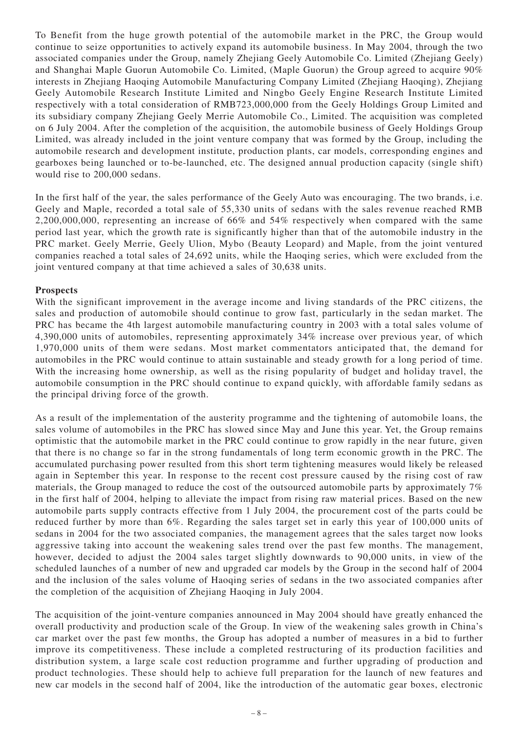To Benefit from the huge growth potential of the automobile market in the PRC, the Group would continue to seize opportunities to actively expand its automobile business. In May 2004, through the two associated companies under the Group, namely Zhejiang Geely Automobile Co. Limited (Zhejiang Geely) and Shanghai Maple Guorun Automobile Co. Limited, (Maple Guorun) the Group agreed to acquire 90% interests in Zhejiang Haoqing Automobile Manufacturing Company Limited (Zhejiang Haoqing), Zhejiang Geely Automobile Research Institute Limited and Ningbo Geely Engine Research Institute Limited respectively with a total consideration of RMB723,000,000 from the Geely Holdings Group Limited and its subsidiary company Zhejiang Geely Merrie Automobile Co., Limited. The acquisition was completed on 6 July 2004. After the completion of the acquisition, the automobile business of Geely Holdings Group Limited, was already included in the joint venture company that was formed by the Group, including the automobile research and development institute, production plants, car models, corresponding engines and gearboxes being launched or to-be-launched, etc. The designed annual production capacity (single shift) would rise to 200,000 sedans.

In the first half of the year, the sales performance of the Geely Auto was encouraging. The two brands, i.e. Geely and Maple, recorded a total sale of 55,330 units of sedans with the sales revenue reached RMB 2,200,000,000, representing an increase of 66% and 54% respectively when compared with the same period last year, which the growth rate is significantly higher than that of the automobile industry in the PRC market. Geely Merrie, Geely Ulion, Mybo (Beauty Leopard) and Maple, from the joint ventured companies reached a total sales of 24,692 units, while the Haoqing series, which were excluded from the joint ventured company at that time achieved a sales of 30,638 units.

**Prospects**

With the significant improvement in the average income and living standards of the PRC citizens, the sales and production of automobile should continue to grow fast, particularly in the sedan market. The PRC has became the 4th largest automobile manufacturing country in 2003 with a total sales volume of 4,390,000 units of automobiles, representing approximately 34% increase over previous year, of which 1,970,000 units of them were sedans. Most market commentators anticipated that, the demand for automobiles in the PRC would continue to attain sustainable and steady growth for a long period of time. With the increasing home ownership, as well as the rising popularity of budget and holiday travel, the automobile consumption in the PRC should continue to expand quickly, with affordable family sedans as the principal driving force of the growth.

As a result of the implementation of the austerity programme and the tightening of automobile loans, the sales volume of automobiles in the PRC has slowed since May and June this year. Yet, the Group remains optimistic that the automobile market in the PRC could continue to grow rapidly in the near future, given that there is no change so far in the strong fundamentals of long term economic growth in the PRC. The accumulated purchasing power resulted from this short term tightening measures would likely be released again in September this year. In response to the recent cost pressure caused by the rising cost of raw materials, the Group managed to reduce the cost of the outsourced automobile parts by approximately 7% in the first half of 2004, helping to alleviate the impact from rising raw material prices. Based on the new automobile parts supply contracts effective from 1 July 2004, the procurement cost of the parts could be reduced further by more than 6%. Regarding the sales target set in early this year of 100,000 units of sedans in 2004 for the two associated companies, the management agrees that the sales target now looks aggressive taking into account the weakening sales trend over the past few months. The management, however, decided to adjust the 2004 sales target slightly downwards to 90,000 units, in view of the scheduled launches of a number of new and upgraded car models by the Group in the second half of 2004 and the inclusion of the sales volume of Haoqing series of sedans in the two associated companies after the completion of the acquisition of Zhejiang Haoqing in July 2004.

The acquisition of the joint-venture companies announced in May 2004 should have greatly enhanced the overall productivity and production scale of the Group. In view of the weakening sales growth in China's car market over the past few months, the Group has adopted a number of measures in a bid to further improve its competitiveness. These include a completed restructuring of its production facilities and distribution system, a large scale cost reduction programme and further upgrading of production and product technologies. These should help to achieve full preparation for the launch of new features and new car models in the second half of 2004, like the introduction of the automatic gear boxes, electronic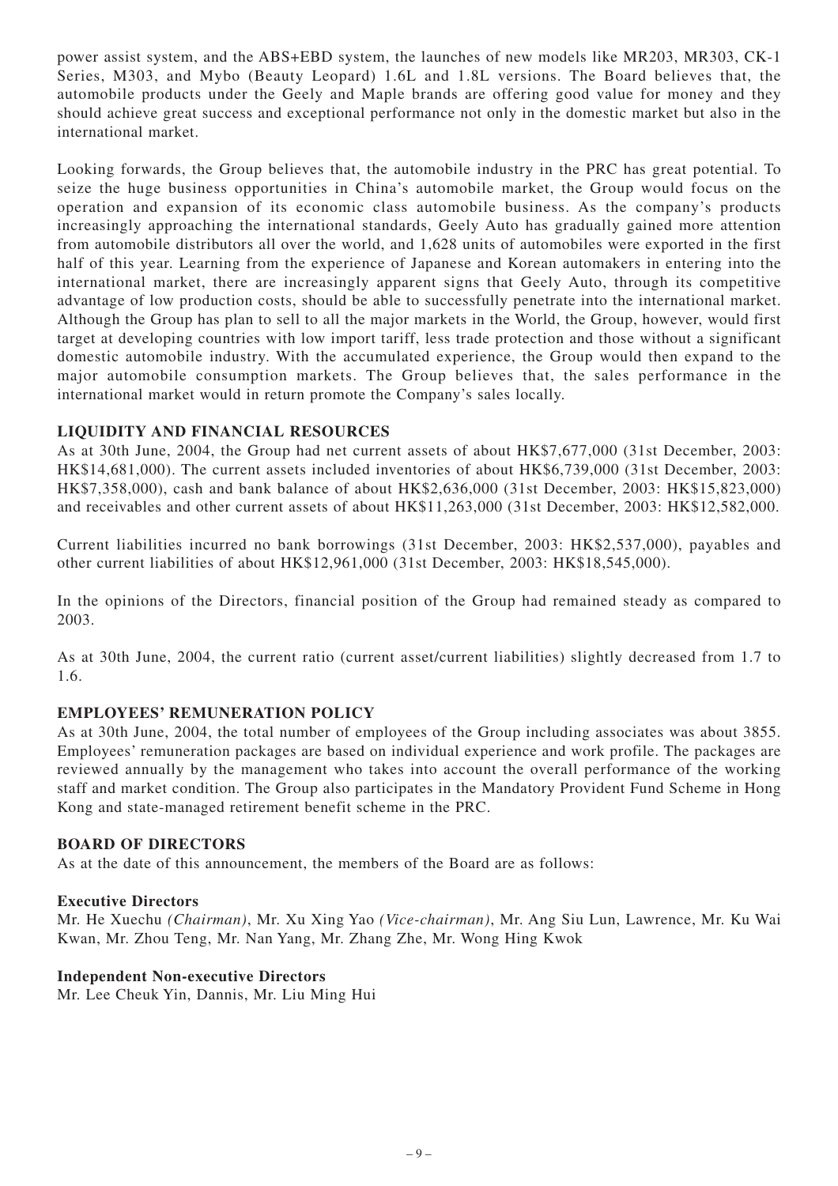power assist system, and the ABS+EBD system, the launches of new models like MR203, MR303, CK-1 Series, M303, and Mybo (Beauty Leopard) 1.6L and 1.8L versions. The Board believes that, the automobile products under the Geely and Maple brands are offering good value for money and they should achieve great success and exceptional performance not only in the domestic market but also in the international market.

Looking forwards, the Group believes that, the automobile industry in the PRC has great potential. To seize the huge business opportunities in China's automobile market, the Group would focus on the operation and expansion of its economic class automobile business. As the company's products increasingly approaching the international standards, Geely Auto has gradually gained more attention from automobile distributors all over the world, and 1,628 units of automobiles were exported in the first half of this year. Learning from the experience of Japanese and Korean automakers in entering into the international market, there are increasingly apparent signs that Geely Auto, through its competitive advantage of low production costs, should be able to successfully penetrate into the international market. Although the Group has plan to sell to all the major markets in the World, the Group, however, would first target at developing countries with low import tariff, less trade protection and those without a significant domestic automobile industry. With the accumulated experience, the Group would then expand to the major automobile consumption markets. The Group believes that, the sales performance in the international market would in return promote the Company's sales locally.

## LIQUIDITY AND FINANCIAL RESOURCES

As at 30th June, 2004, the Group had net current assets of about HK$7,677,000 (31st December, 2003: HK$14,681,000). The current assets included inventories of about HK$6,739,000 (31st December, 2003: HK$7,358,000), cash and bank balance of about HK$2,636,000 (31st December, 2003: HK$15,823,000) and receivables and other current assets of about HK$11,263,000 (31st December, 2003: HK$12,582,000.

Current liabilities incurred no bank borrowings (31st December, 2003: HK$2,537,000), payables and other current liabilities of about HK$12,961,000 (31st December, 2003: HK$18,545,000).

In the opinions of the Directors, financial position of the Group had remained steady as compared to 2003.

As at 30th June, 2004, the current ratio (current asset/current liabilities) slightly decreased from 1.7 to 1.6.

## EMPLOYEES' REMUNERATION POLICY

As at 30th June, 2004, the total number of employees of the Group including associates was about 3855. Employees' remuneration packages are based on individual experience and work profile. The packages are reviewed annually by the management who takes into account the overall performance of the working staff and market condition. The Group also participates in the Mandatory Provident Fund Scheme in Hong Kong and state-managed retirement benefit scheme in the PRC.

## BOARD OF DIRECTORS

As at the date of this announcement, the members of the Board are as follows:

**Executive Directors**

Mr. He Xuechu *(Chairman)*, Mr. Xu Xing Yao *(Vice-chairman)*, Mr. Ang Siu Lun, Lawrence, Mr. Ku Wai Kwan, Mr. Zhou Teng, Mr. Nan Yang, Mr. Zhang Zhe, Mr. Wong Hing Kwok

**Independent Non-executive Directors**

Mr. Lee Cheuk Yin, Dannis, Mr. Liu Ming Hui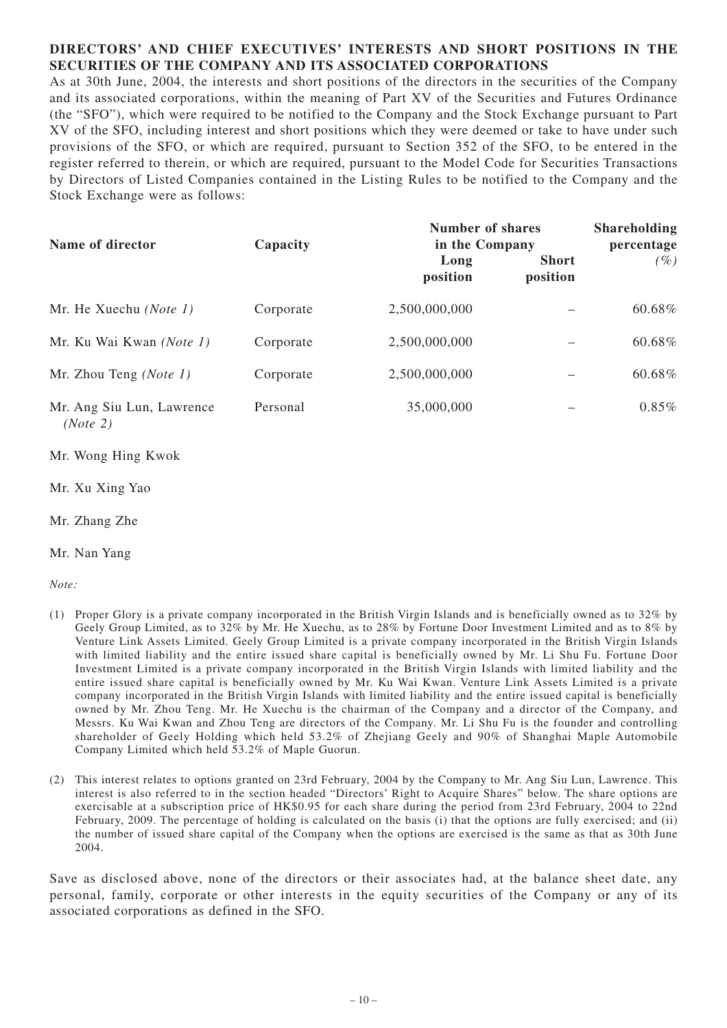**DIRECTORS' AND CHIEF EXECUTIVES' INTERESTS AND SHORT POSITIONS IN THE SECURITIES OF THE COMPANY AND ITS ASSOCIATED CORPORATIONS**

As at 30th June, 2004, the interests and short positions of the directors in the securities of the Company and its associated corporations, within the meaning of Part XV of the Securities and Futures Ordinance (the "SFO"), which were required to be notified to the Company and the Stock Exchange pursuant to Part XV of the SFO, including interest and short positions which they were deemed or take to have under such provisions of the SFO, or which are required, pursuant to Section 352 of the SFO, to be entered in the register referred to therein, or which are required, pursuant to the Model Code for Securities Transactions by Directors of Listed Companies contained in the Listing Rules to be notified to the Company and the Stock Exchange were as follows:

| Name of director | Capacity | Number of shares in the Company | | Shareholding percentage |
|---|---|---|---|---|
| | | Long position | Short position | *(%)* |
| Mr. He Xuechu *(Note 1)* | Corporate | 2,500,000,000 | – | 60.68% |
| Mr. Ku Wai Kwan *(Note 1)* | Corporate | 2,500,000,000 | – | 60.68% |
| Mr. Zhou Teng *(Note 1)* | Corporate | 2,500,000,000 | – | 60.68% |
| Mr. Ang Siu Lun, Lawrence *(Note 2)* | Personal | 35,000,000 | – | 0.85% |
| Mr. Wong Hing Kwok | | | | |
| Mr. Xu Xing Yao | | | | |
| Mr. Zhang Zhe | | | | |
| Mr. Nan Yang | | | | |

*Note:*

(1) Proper Glory is a private company incorporated in the British Virgin Islands and is beneficially owned as to 32% by Geely Group Limited, as to 32% by Mr. He Xuechu, as to 28% by Fortune Door Investment Limited and as to 8% by Venture Link Assets Limited. Geely Group Limited is a private company incorporated in the British Virgin Islands with limited liability and the entire issued share capital is beneficially owned by Mr. Li Shu Fu. Fortune Door Investment Limited is a private company incorporated in the British Virgin Islands with limited liability and the entire issued share capital is beneficially owned by Mr. Ku Wai Kwan. Venture Link Assets Limited is a private company incorporated in the British Virgin Islands with limited liability and the entire issued capital is beneficially owned by Mr. Zhou Teng. Mr. He Xuechu is the chairman of the Company and a director of the Company, and Messrs. Ku Wai Kwan and Zhou Teng are directors of the Company. Mr. Li Shu Fu is the founder and controlling shareholder of Geely Holding which held 53.2% of Zhejiang Geely and 90% of Shanghai Maple Automobile Company Limited which held 53.2% of Maple Guorun.

(2) This interest relates to options granted on 23rd February, 2004 by the Company to Mr. Ang Siu Lun, Lawrence. This interest is also referred to in the section headed "Directors' Right to Acquire Shares" below. The share options are exercisable at a subscription price of HK$0.95 for each share during the period from 23rd February, 2004 to 22nd February, 2009. The percentage of holding is calculated on the basis (i) that the options are fully exercised; and (ii) the number of issued share capital of the Company when the options are exercised is the same as that as 30th June 2004.

Save as disclosed above, none of the directors or their associates had, at the balance sheet date, any personal, family, corporate or other interests in the equity securities of the Company or any of its associated corporations as defined in the SFO.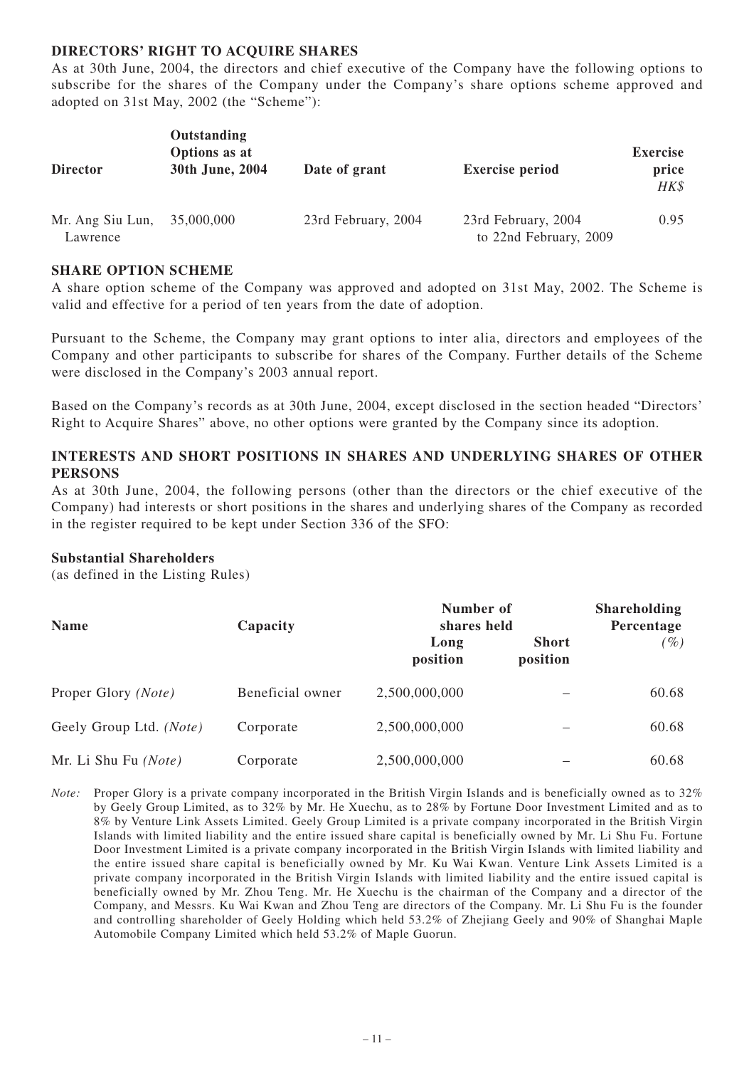## DIRECTORS' RIGHT TO ACQUIRE SHARES

As at 30th June, 2004, the directors and chief executive of the Company have the following options to subscribe for the shares of the Company under the Company's share options scheme approved and adopted on 31st May, 2002 (the "Scheme"):

| Director | Outstanding Options as at 30th June, 2004 | Date of grant | Exercise period | Exercise price *HK$* |
|---|---|---|---|---|
| Mr. Ang Siu Lun, Lawrence | 35,000,000 | 23rd February, 2004 | 23rd February, 2004 to 22nd February, 2009 | 0.95 |

## SHARE OPTION SCHEME

A share option scheme of the Company was approved and adopted on 31st May, 2002. The Scheme is valid and effective for a period of ten years from the date of adoption.

Pursuant to the Scheme, the Company may grant options to inter alia, directors and employees of the Company and other participants to subscribe for shares of the Company. Further details of the Scheme were disclosed in the Company's 2003 annual report.

Based on the Company's records as at 30th June, 2004, except disclosed in the section headed "Directors' Right to Acquire Shares" above, no other options were granted by the Company since its adoption.

## INTERESTS AND SHORT POSITIONS IN SHARES AND UNDERLYING SHARES OF OTHER PERSONS

As at 30th June, 2004, the following persons (other than the directors or the chief executive of the Company) had interests or short positions in the shares and underlying shares of the Company as recorded in the register required to be kept under Section 336 of the SFO:

### Substantial Shareholders

(as defined in the Listing Rules)

| Name | Capacity | Number of shares held | | Shareholding Percentage |
|---|---|---|---|---|
| | | Long position | Short position | *(%)* |
| Proper Glory *(Note)* | Beneficial owner | 2,500,000,000 | – | 60.68 |
| Geely Group Ltd. *(Note)* | Corporate | 2,500,000,000 | – | 60.68 |
| Mr. Li Shu Fu *(Note)* | Corporate | 2,500,000,000 | – | 60.68 |

*Note:* Proper Glory is a private company incorporated in the British Virgin Islands and is beneficially owned as to 32% by Geely Group Limited, as to 32% by Mr. He Xuechu, as to 28% by Fortune Door Investment Limited and as to 8% by Venture Link Assets Limited. Geely Group Limited is a private company incorporated in the British Virgin Islands with limited liability and the entire issued share capital is beneficially owned by Mr. Li Shu Fu. Fortune Door Investment Limited is a private company incorporated in the British Virgin Islands with limited liability and the entire issued share capital is beneficially owned by Mr. Ku Wai Kwan. Venture Link Assets Limited is a private company incorporated in the British Virgin Islands with limited liability and the entire issued capital is beneficially owned by Mr. Zhou Teng. Mr. He Xuechu is the chairman of the Company and a director of the Company, and Messrs. Ku Wai Kwan and Zhou Teng are directors of the Company. Mr. Li Shu Fu is the founder and controlling shareholder of Geely Holding which held 53.2% of Zhejiang Geely and 90% of Shanghai Maple Automobile Company Limited which held 53.2% of Maple Guorun.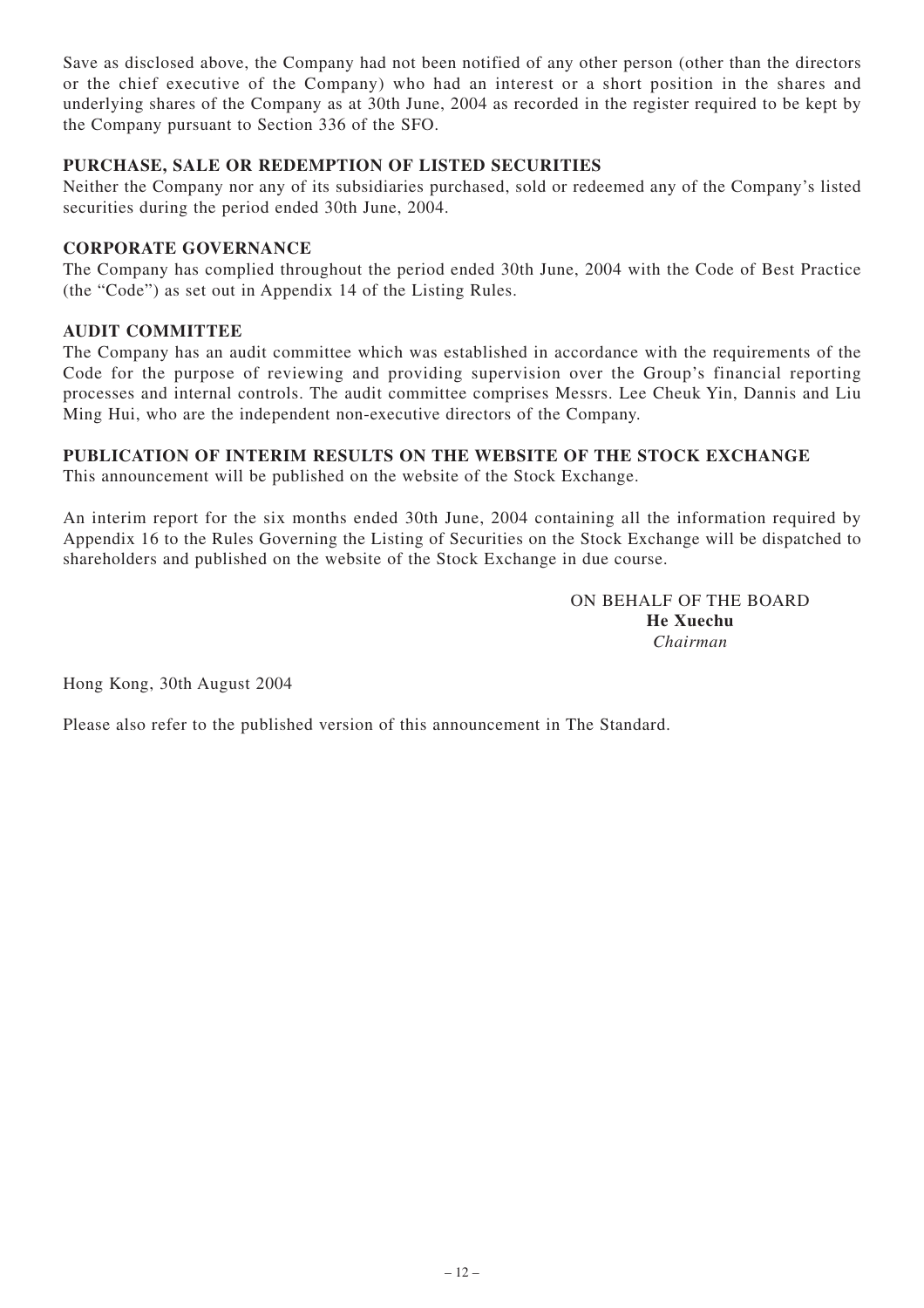Save as disclosed above, the Company had not been notified of any other person (other than the directors or the chief executive of the Company) who had an interest or a short position in the shares and underlying shares of the Company as at 30th June, 2004 as recorded in the register required to be kept by the Company pursuant to Section 336 of the SFO.

## PURCHASE, SALE OR REDEMPTION OF LISTED SECURITIES

Neither the Company nor any of its subsidiaries purchased, sold or redeemed any of the Company's listed securities during the period ended 30th June, 2004.

## CORPORATE GOVERNANCE

The Company has complied throughout the period ended 30th June, 2004 with the Code of Best Practice (the "Code") as set out in Appendix 14 of the Listing Rules.

## AUDIT COMMITTEE

The Company has an audit committee which was established in accordance with the requirements of the Code for the purpose of reviewing and providing supervision over the Group's financial reporting processes and internal controls. The audit committee comprises Messrs. Lee Cheuk Yin, Dannis and Liu Ming Hui, who are the independent non-executive directors of the Company.

## PUBLICATION OF INTERIM RESULTS ON THE WEBSITE OF THE STOCK EXCHANGE

This announcement will be published on the website of the Stock Exchange.

An interim report for the six months ended 30th June, 2004 containing all the information required by Appendix 16 to the Rules Governing the Listing of Securities on the Stock Exchange will be dispatched to shareholders and published on the website of the Stock Exchange in due course.

ON BEHALF OF THE BOARD
**He Xuechu**
*Chairman*

Hong Kong, 30th August 2004

Please also refer to the published version of this announcement in The Standard.